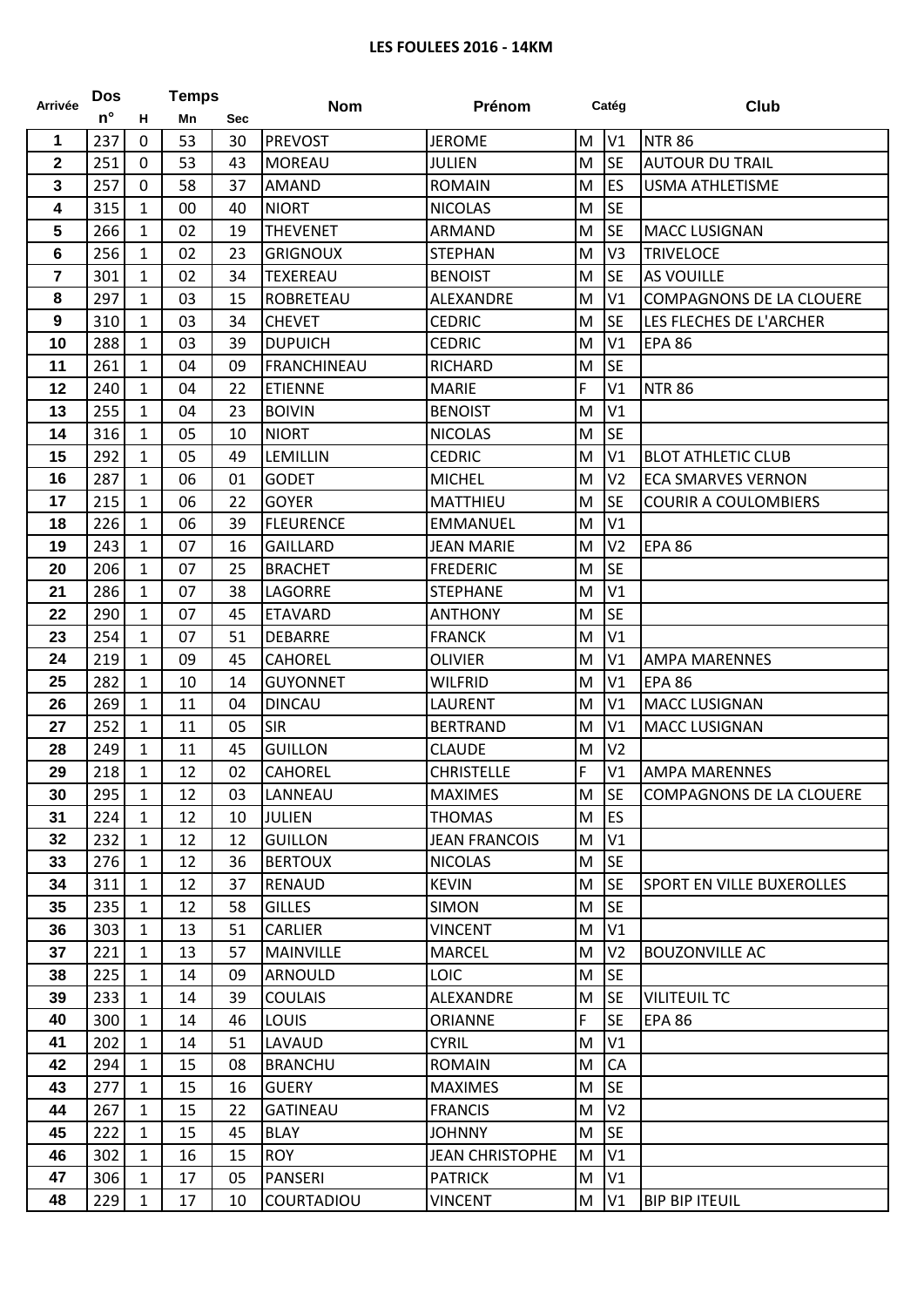# LES FOULEES 2016 - 14KM

| Arrivée | Dos n° | Temps H | Mn | Sec | Nom | Prénom | Catég | | Club |
|---|---|---|---|---|---|---|---|---|---|
| 1 | 237 | 0 | 53 | 30 | PREVOST | JEROME | M | V1 | NTR 86 |
| 2 | 251 | 0 | 53 | 43 | MOREAU | JULIEN | M | SE | AUTOUR DU TRAIL |
| 3 | 257 | 0 | 58 | 37 | AMAND | ROMAIN | M | ES | USMA ATHLETISME |
| 4 | 315 | 1 | 00 | 40 | NIORT | NICOLAS | M | SE | |
| 5 | 266 | 1 | 02 | 19 | THEVENET | ARMAND | M | SE | MACC LUSIGNAN |
| 6 | 256 | 1 | 02 | 23 | GRIGNOUX | STEPHAN | M | V3 | TRIVELOCE |
| 7 | 301 | 1 | 02 | 34 | TEXEREAU | BENOIST | M | SE | AS VOUILLE |
| 8 | 297 | 1 | 03 | 15 | ROBRETEAU | ALEXANDRE | M | V1 | COMPAGNONS DE LA CLOUERE |
| 9 | 310 | 1 | 03 | 34 | CHEVET | CEDRIC | M | SE | LES FLECHES DE L'ARCHER |
| 10 | 288 | 1 | 03 | 39 | DUPUICH | CEDRIC | M | V1 | EPA 86 |
| 11 | 261 | 1 | 04 | 09 | FRANCHINEAU | RICHARD | M | SE | |
| 12 | 240 | 1 | 04 | 22 | ETIENNE | MARIE | F | V1 | NTR 86 |
| 13 | 255 | 1 | 04 | 23 | BOIVIN | BENOIST | M | V1 | |
| 14 | 316 | 1 | 05 | 10 | NIORT | NICOLAS | M | SE | |
| 15 | 292 | 1 | 05 | 49 | LEMILLIN | CEDRIC | M | V1 | BLOT ATHLETIC CLUB |
| 16 | 287 | 1 | 06 | 01 | GODET | MICHEL | M | V2 | ECA SMARVES VERNON |
| 17 | 215 | 1 | 06 | 22 | GOYER | MATTHIEU | M | SE | COURIR A COULOMBIERS |
| 18 | 226 | 1 | 06 | 39 | FLEURENCE | EMMANUEL | M | V1 | |
| 19 | 243 | 1 | 07 | 16 | GAILLARD | JEAN MARIE | M | V2 | EPA 86 |
| 20 | 206 | 1 | 07 | 25 | BRACHET | FREDERIC | M | SE | |
| 21 | 286 | 1 | 07 | 38 | LAGORRE | STEPHANE | M | V1 | |
| 22 | 290 | 1 | 07 | 45 | ETAVARD | ANTHONY | M | SE | |
| 23 | 254 | 1 | 07 | 51 | DEBARRE | FRANCK | M | V1 | |
| 24 | 219 | 1 | 09 | 45 | CAHOREL | OLIVIER | M | V1 | AMPA MARENNES |
| 25 | 282 | 1 | 10 | 14 | GUYONNET | WILFRID | M | V1 | EPA 86 |
| 26 | 269 | 1 | 11 | 04 | DINCAU | LAURENT | M | V1 | MACC LUSIGNAN |
| 27 | 252 | 1 | 11 | 05 | SIR | BERTRAND | M | V1 | MACC LUSIGNAN |
| 28 | 249 | 1 | 11 | 45 | GUILLON | CLAUDE | M | V2 | |
| 29 | 218 | 1 | 12 | 02 | CAHOREL | CHRISTELLE | F | V1 | AMPA MARENNES |
| 30 | 295 | 1 | 12 | 03 | LANNEAU | MAXIMES | M | SE | COMPAGNONS DE LA CLOUERE |
| 31 | 224 | 1 | 12 | 10 | JULIEN | THOMAS | M | ES | |
| 32 | 232 | 1 | 12 | 12 | GUILLON | JEAN FRANCOIS | M | V1 | |
| 33 | 276 | 1 | 12 | 36 | BERTOUX | NICOLAS | M | SE | |
| 34 | 311 | 1 | 12 | 37 | RENAUD | KEVIN | M | SE | SPORT EN VILLE BUXEROLLES |
| 35 | 235 | 1 | 12 | 58 | GILLES | SIMON | M | SE | |
| 36 | 303 | 1 | 13 | 51 | CARLIER | VINCENT | M | V1 | |
| 37 | 221 | 1 | 13 | 57 | MAINVILLE | MARCEL | M | V2 | BOUZONVILLE AC |
| 38 | 225 | 1 | 14 | 09 | ARNOULD | LOIC | M | SE | |
| 39 | 233 | 1 | 14 | 39 | COULAIS | ALEXANDRE | M | SE | VILITEUIL TC |
| 40 | 300 | 1 | 14 | 46 | LOUIS | ORIANNE | F | SE | EPA 86 |
| 41 | 202 | 1 | 14 | 51 | LAVAUD | CYRIL | M | V1 | |
| 42 | 294 | 1 | 15 | 08 | BRANCHU | ROMAIN | M | CA | |
| 43 | 277 | 1 | 15 | 16 | GUERY | MAXIMES | M | SE | |
| 44 | 267 | 1 | 15 | 22 | GATINEAU | FRANCIS | M | V2 | |
| 45 | 222 | 1 | 15 | 45 | BLAY | JOHNNY | M | SE | |
| 46 | 302 | 1 | 16 | 15 | ROY | JEAN CHRISTOPHE | M | V1 | |
| 47 | 306 | 1 | 17 | 05 | PANSERI | PATRICK | M | V1 | |
| 48 | 229 | 1 | 17 | 10 | COURTADIOU | VINCENT | M | V1 | BIP BIP ITEUIL |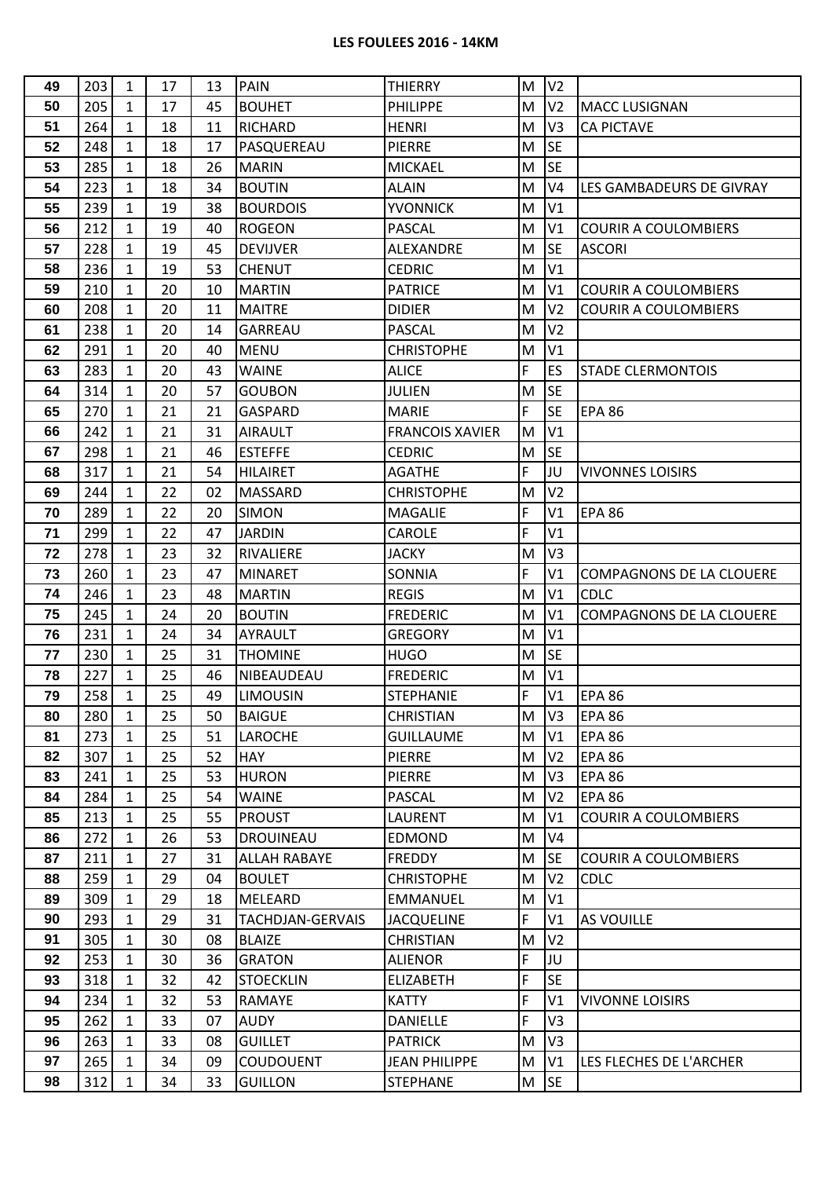## LES FOULEES 2016 - 14KM

| | | | | | | | | | |
|---|---|---|---|---|---|---|---|---|---|
| 49 | 203 | 1 | 17 | 13 | PAIN | THIERRY | M | V2 | |
| 50 | 205 | 1 | 17 | 45 | BOUHET | PHILIPPE | M | V2 | MACC LUSIGNAN |
| 51 | 264 | 1 | 18 | 11 | RICHARD | HENRI | M | V3 | CA PICTAVE |
| 52 | 248 | 1 | 18 | 17 | PASQUEREAU | PIERRE | M | SE | |
| 53 | 285 | 1 | 18 | 26 | MARIN | MICKAEL | M | SE | |
| 54 | 223 | 1 | 18 | 34 | BOUTIN | ALAIN | M | V4 | LES GAMBADEURS DE GIVRAY |
| 55 | 239 | 1 | 19 | 38 | BOURDOIS | YVONNICK | M | V1 | |
| 56 | 212 | 1 | 19 | 40 | ROGEON | PASCAL | M | V1 | COURIR A COULOMBIERS |
| 57 | 228 | 1 | 19 | 45 | DEVIJVER | ALEXANDRE | M | SE | ASCORI |
| 58 | 236 | 1 | 19 | 53 | CHENUT | CEDRIC | M | V1 | |
| 59 | 210 | 1 | 20 | 10 | MARTIN | PATRICE | M | V1 | COURIR A COULOMBIERS |
| 60 | 208 | 1 | 20 | 11 | MAITRE | DIDIER | M | V2 | COURIR A COULOMBIERS |
| 61 | 238 | 1 | 20 | 14 | GARREAU | PASCAL | M | V2 | |
| 62 | 291 | 1 | 20 | 40 | MENU | CHRISTOPHE | M | V1 | |
| 63 | 283 | 1 | 20 | 43 | WAINE | ALICE | F | ES | STADE CLERMONTOIS |
| 64 | 314 | 1 | 20 | 57 | GOUBON | JULIEN | M | SE | |
| 65 | 270 | 1 | 21 | 21 | GASPARD | MARIE | F | SE | EPA 86 |
| 66 | 242 | 1 | 21 | 31 | AIRAULT | FRANCOIS XAVIER | M | V1 | |
| 67 | 298 | 1 | 21 | 46 | ESTEFFE | CEDRIC | M | SE | |
| 68 | 317 | 1 | 21 | 54 | HILAIRET | AGATHE | F | JU | VIVONNES LOISIRS |
| 69 | 244 | 1 | 22 | 02 | MASSARD | CHRISTOPHE | M | V2 | |
| 70 | 289 | 1 | 22 | 20 | SIMON | MAGALIE | F | V1 | EPA 86 |
| 71 | 299 | 1 | 22 | 47 | JARDIN | CAROLE | F | V1 | |
| 72 | 278 | 1 | 23 | 32 | RIVALIERE | JACKY | M | V3 | |
| 73 | 260 | 1 | 23 | 47 | MINARET | SONNIA | F | V1 | COMPAGNONS DE LA CLOUERE |
| 74 | 246 | 1 | 23 | 48 | MARTIN | REGIS | M | V1 | CDLC |
| 75 | 245 | 1 | 24 | 20 | BOUTIN | FREDERIC | M | V1 | COMPAGNONS DE LA CLOUERE |
| 76 | 231 | 1 | 24 | 34 | AYRAULT | GREGORY | M | V1 | |
| 77 | 230 | 1 | 25 | 31 | THOMINE | HUGO | M | SE | |
| 78 | 227 | 1 | 25 | 46 | NIBEAUDEAU | FREDERIC | M | V1 | |
| 79 | 258 | 1 | 25 | 49 | LIMOUSIN | STEPHANIE | F | V1 | EPA 86 |
| 80 | 280 | 1 | 25 | 50 | BAIGUE | CHRISTIAN | M | V3 | EPA 86 |
| 81 | 273 | 1 | 25 | 51 | LAROCHE | GUILLAUME | M | V1 | EPA 86 |
| 82 | 307 | 1 | 25 | 52 | HAY | PIERRE | M | V2 | EPA 86 |
| 83 | 241 | 1 | 25 | 53 | HURON | PIERRE | M | V3 | EPA 86 |
| 84 | 284 | 1 | 25 | 54 | WAINE | PASCAL | M | V2 | EPA 86 |
| 85 | 213 | 1 | 25 | 55 | PROUST | LAURENT | M | V1 | COURIR A COULOMBIERS |
| 86 | 272 | 1 | 26 | 53 | DROUINEAU | EDMOND | M | V4 | |
| 87 | 211 | 1 | 27 | 31 | ALLAH RABAYE | FREDDY | M | SE | COURIR A COULOMBIERS |
| 88 | 259 | 1 | 29 | 04 | BOULET | CHRISTOPHE | M | V2 | CDLC |
| 89 | 309 | 1 | 29 | 18 | MELEARD | EMMANUEL | M | V1 | |
| 90 | 293 | 1 | 29 | 31 | TACHDJAN-GERVAIS | JACQUELINE | F | V1 | AS VOUILLE |
| 91 | 305 | 1 | 30 | 08 | BLAIZE | CHRISTIAN | M | V2 | |
| 92 | 253 | 1 | 30 | 36 | GRATON | ALIENOR | F | JU | |
| 93 | 318 | 1 | 32 | 42 | STOECKLIN | ELIZABETH | F | SE | |
| 94 | 234 | 1 | 32 | 53 | RAMAYE | KATTY | F | V1 | VIVONNE LOISIRS |
| 95 | 262 | 1 | 33 | 07 | AUDY | DANIELLE | F | V3 | |
| 96 | 263 | 1 | 33 | 08 | GUILLET | PATRICK | M | V3 | |
| 97 | 265 | 1 | 34 | 09 | COUDOUENT | JEAN PHILIPPE | M | V1 | LES FLECHES DE L'ARCHER |
| 98 | 312 | 1 | 34 | 33 | GUILLON | STEPHANE | M | SE | |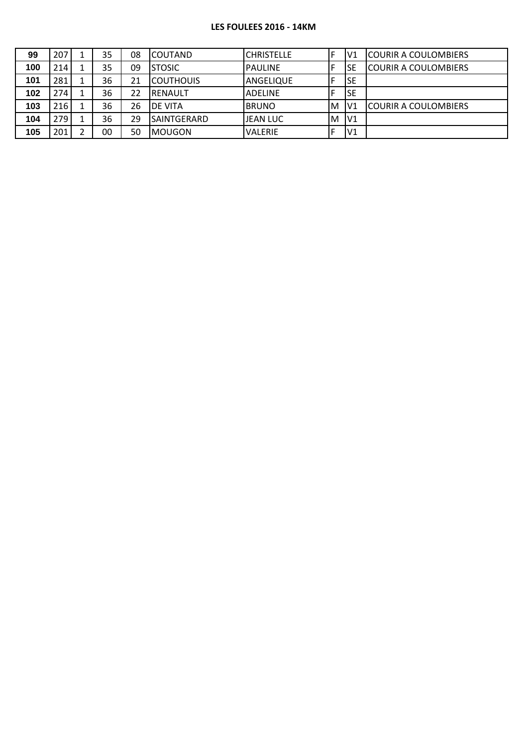**LES FOULEES 2016 - 14KM**

| | | | | | | | | | |
|---|---|---|---|---|---|---|---|---|---|
| **99** | 207 | 1 | 35 | 08 | COUTAND | CHRISTELLE | F | V1 | COURIR A COULOMBIERS |
| **100** | 214 | 1 | 35 | 09 | STOSIC | PAULINE | F | SE | COURIR A COULOMBIERS |
| **101** | 281 | 1 | 36 | 21 | COUTHOUIS | ANGELIQUE | F | SE | |
| **102** | 274 | 1 | 36 | 22 | RENAULT | ADELINE | F | SE | |
| **103** | 216 | 1 | 36 | 26 | DE VITA | BRUNO | M | V1 | COURIR A COULOMBIERS |
| **104** | 279 | 1 | 36 | 29 | SAINTGERARD | JEAN LUC | M | V1 | |
| **105** | 201 | 2 | 00 | 50 | MOUGON | VALERIE | F | V1 | |